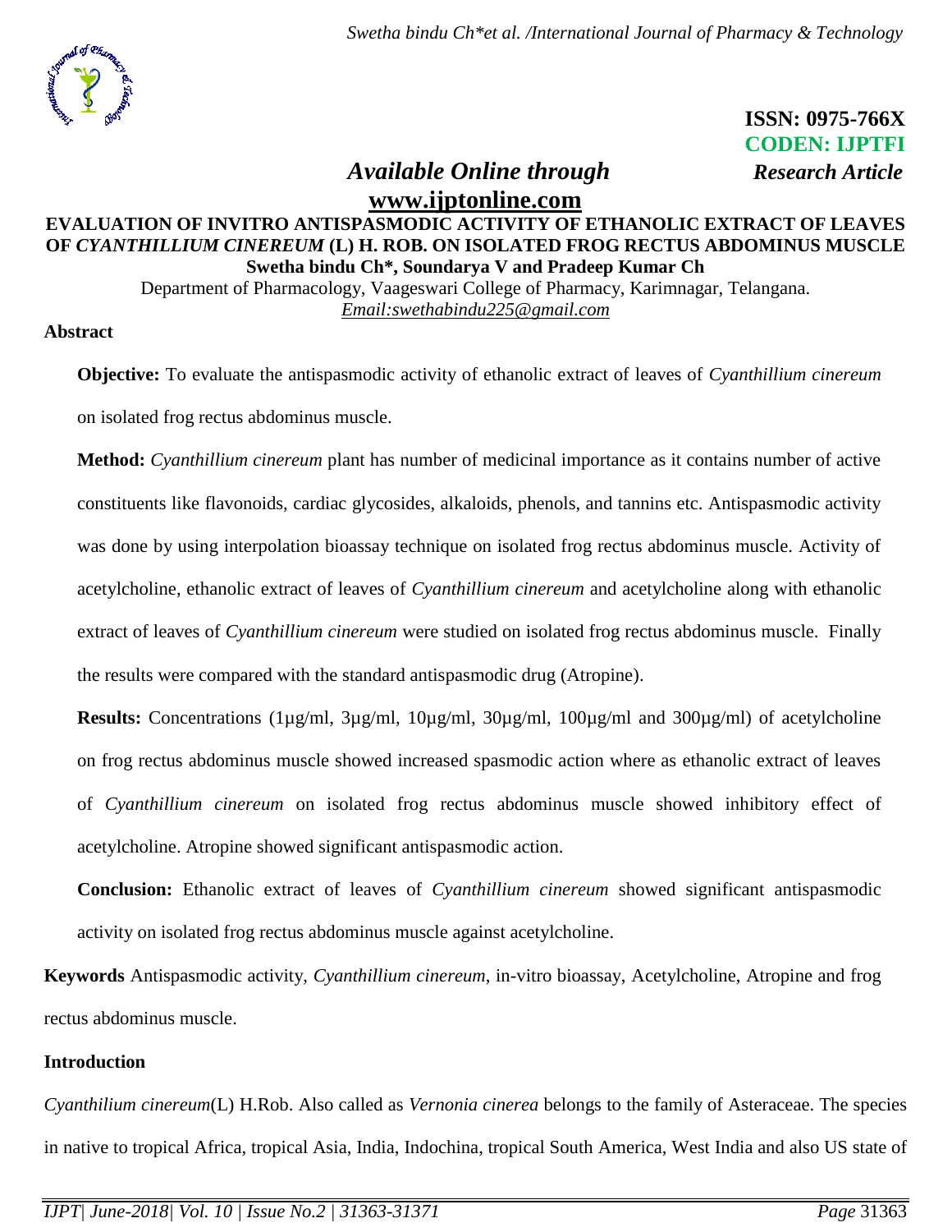ISSN: 0975-766X
CODEN: IJPTFI

*Available Online through* **www.ijptonline.com**

***Research Article***

# EVALUATION OF INVITRO ANTISPASMODIC ACTIVITY OF ETHANOLIC EXTRACT OF LEAVES OF *CYANTHILLIUM CINEREUM* (L) H. ROB. ON ISOLATED FROG RECTUS ABDOMINUS MUSCLE

**Swetha bindu Ch*, Soundarya V and Pradeep Kumar Ch**

Department of Pharmacology, Vaageswari College of Pharmacy, Karimnagar, Telangana.
*Email:swethabindu225@gmail.com*

## Abstract

**Objective:** To evaluate the antispasmodic activity of ethanolic extract of leaves of *Cyanthillium cinereum* on isolated frog rectus abdominus muscle.

**Method:** *Cyanthillium cinereum* plant has number of medicinal importance as it contains number of active constituents like flavonoids, cardiac glycosides, alkaloids, phenols, and tannins etc. Antispasmodic activity was done by using interpolation bioassay technique on isolated frog rectus abdominus muscle. Activity of acetylcholine, ethanolic extract of leaves of *Cyanthillium cinereum* and acetylcholine along with ethanolic extract of leaves of *Cyanthillium cinereum* were studied on isolated frog rectus abdominus muscle. Finally the results were compared with the standard antispasmodic drug (Atropine).

**Results:** Concentrations (1µg/ml, 3µg/ml, 10µg/ml, 30µg/ml, 100µg/ml and 300µg/ml) of acetylcholine on frog rectus abdominus muscle showed increased spasmodic action where as ethanolic extract of leaves of *Cyanthillium cinereum* on isolated frog rectus abdominus muscle showed inhibitory effect of acetylcholine. Atropine showed significant antispasmodic action.

**Conclusion:** Ethanolic extract of leaves of *Cyanthillium cinereum* showed significant antispasmodic activity on isolated frog rectus abdominus muscle against acetylcholine.

**Keywords** Antispasmodic activity, *Cyanthillium cinereum*, in-vitro bioassay, Acetylcholine, Atropine and frog rectus abdominus muscle.

## Introduction

*Cyanthilium cinereum*(L) H.Rob. Also called as *Vernonia cinerea* belongs to the family of Asteraceae. The species in native to tropical Africa, tropical Asia, India, Indochina, tropical South America, West India and also US state of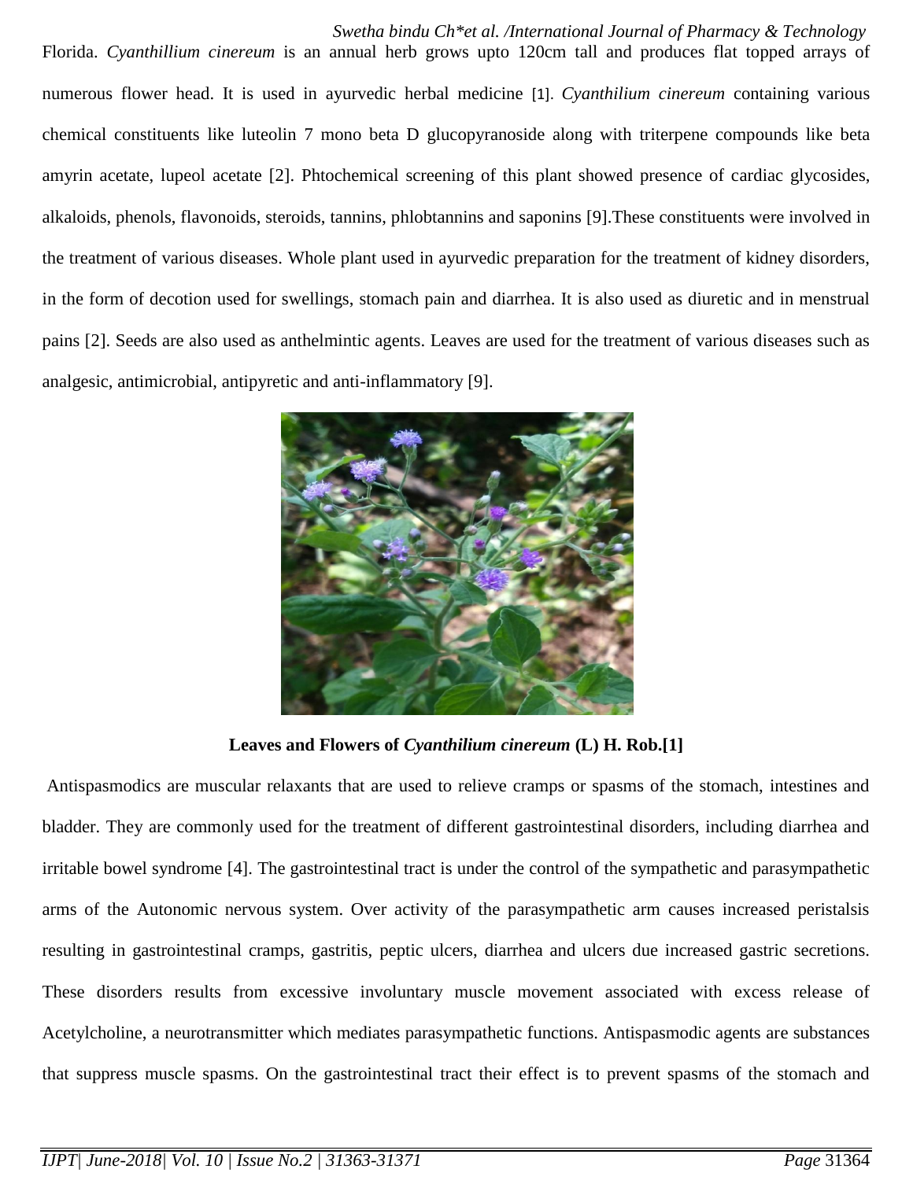Florida. *Cyanthillium cinereum* is an annual herb grows upto 120cm tall and produces flat topped arrays of numerous flower head. It is used in ayurvedic herbal medicine [1]. *Cyanthilium cinereum* containing various chemical constituents like luteolin 7 mono beta D glucopyranoside along with triterpene compounds like beta amyrin acetate, lupeol acetate [2]. Phtochemical screening of this plant showed presence of cardiac glycosides, alkaloids, phenols, flavonoids, steroids, tannins, phlobtannins and saponins [9].These constituents were involved in the treatment of various diseases. Whole plant used in ayurvedic preparation for the treatment of kidney disorders, in the form of decotion used for swellings, stomach pain and diarrhea. It is also used as diuretic and in menstrual pains [2]. Seeds are also used as anthelmintic agents. Leaves are used for the treatment of various diseases such as analgesic, antimicrobial, antipyretic and anti-inflammatory [9].

**Leaves and Flowers of *Cyanthilium cinereum* (L) H. Rob.[1]**

Antispasmodics are muscular relaxants that are used to relieve cramps or spasms of the stomach, intestines and bladder. They are commonly used for the treatment of different gastrointestinal disorders, including diarrhea and irritable bowel syndrome [4]. The gastrointestinal tract is under the control of the sympathetic and parasympathetic arms of the Autonomic nervous system. Over activity of the parasympathetic arm causes increased peristalsis resulting in gastrointestinal cramps, gastritis, peptic ulcers, diarrhea and ulcers due increased gastric secretions. These disorders results from excessive involuntary muscle movement associated with excess release of Acetylcholine, a neurotransmitter which mediates parasympathetic functions. Antispasmodic agents are substances that suppress muscle spasms. On the gastrointestinal tract their effect is to prevent spasms of the stomach and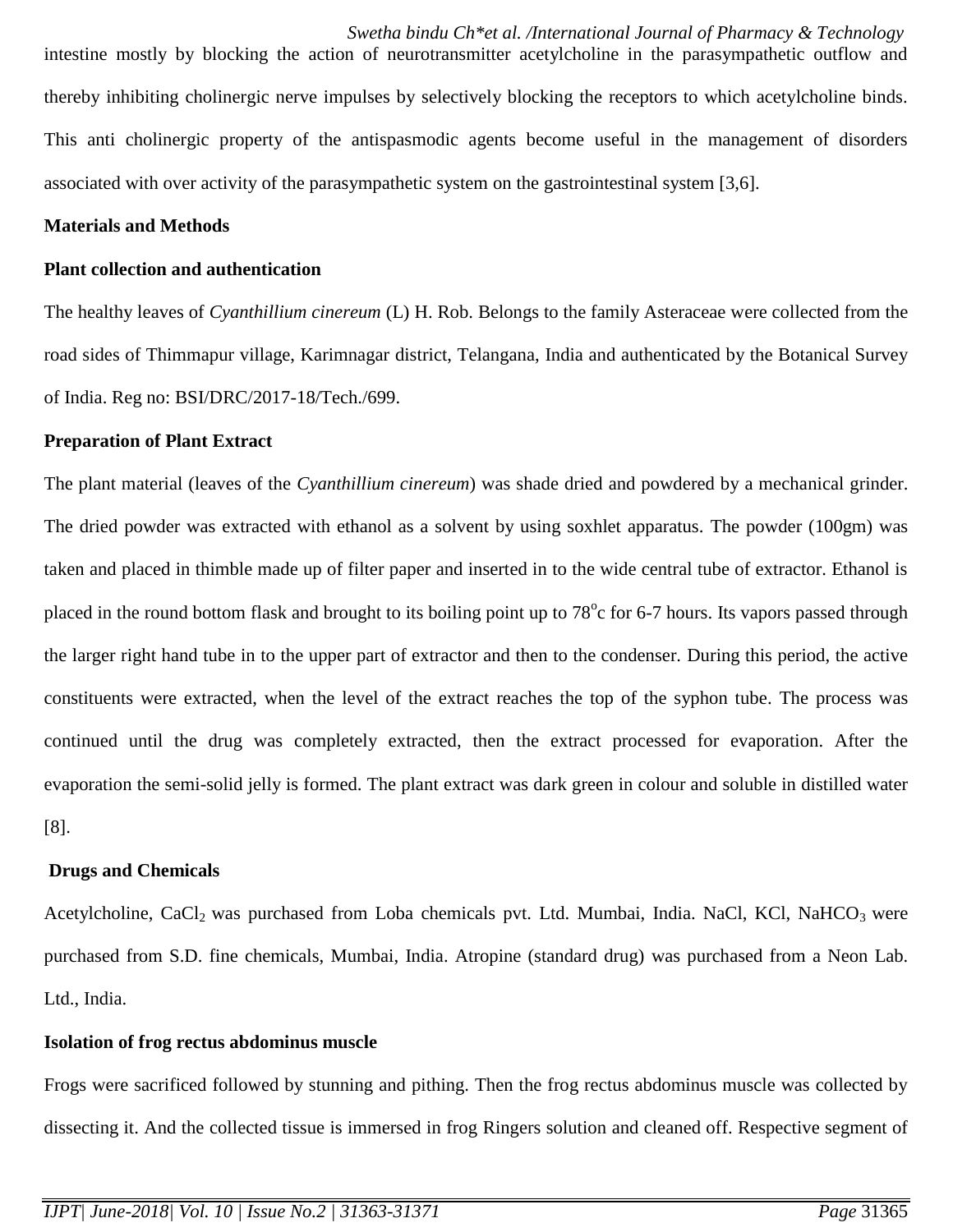intestine mostly by blocking the action of neurotransmitter acetylcholine in the parasympathetic outflow and thereby inhibiting cholinergic nerve impulses by selectively blocking the receptors to which acetylcholine binds. This anti cholinergic property of the antispasmodic agents become useful in the management of disorders associated with over activity of the parasympathetic system on the gastrointestinal system [3,6].

## Materials and Methods

### Plant collection and authentication

The healthy leaves of *Cyanthillium cinereum* (L) H. Rob. Belongs to the family Asteraceae were collected from the road sides of Thimmapur village, Karimnagar district, Telangana, India and authenticated by the Botanical Survey of India. Reg no: BSI/DRC/2017-18/Tech./699.

### Preparation of Plant Extract

The plant material (leaves of the *Cyanthillium cinereum*) was shade dried and powdered by a mechanical grinder. The dried powder was extracted with ethanol as a solvent by using soxhlet apparatus. The powder (100gm) was taken and placed in thimble made up of filter paper and inserted in to the wide central tube of extractor. Ethanol is placed in the round bottom flask and brought to its boiling point up to 78$^{o}$c for 6-7 hours. Its vapors passed through the larger right hand tube in to the upper part of extractor and then to the condenser. During this period, the active constituents were extracted, when the level of the extract reaches the top of the syphon tube. The process was continued until the drug was completely extracted, then the extract processed for evaporation. After the evaporation the semi-solid jelly is formed. The plant extract was dark green in colour and soluble in distilled water [8].

### Drugs and Chemicals

Acetylcholine, $CaCl_2$ was purchased from Loba chemicals pvt. Ltd. Mumbai, India. NaCl, KCl, $NaHCO_3$ were purchased from S.D. fine chemicals, Mumbai, India. Atropine (standard drug) was purchased from a Neon Lab. Ltd., India.

### Isolation of frog rectus abdominus muscle

Frogs were sacrificed followed by stunning and pithing. Then the frog rectus abdominus muscle was collected by dissecting it. And the collected tissue is immersed in frog Ringers solution and cleaned off. Respective segment of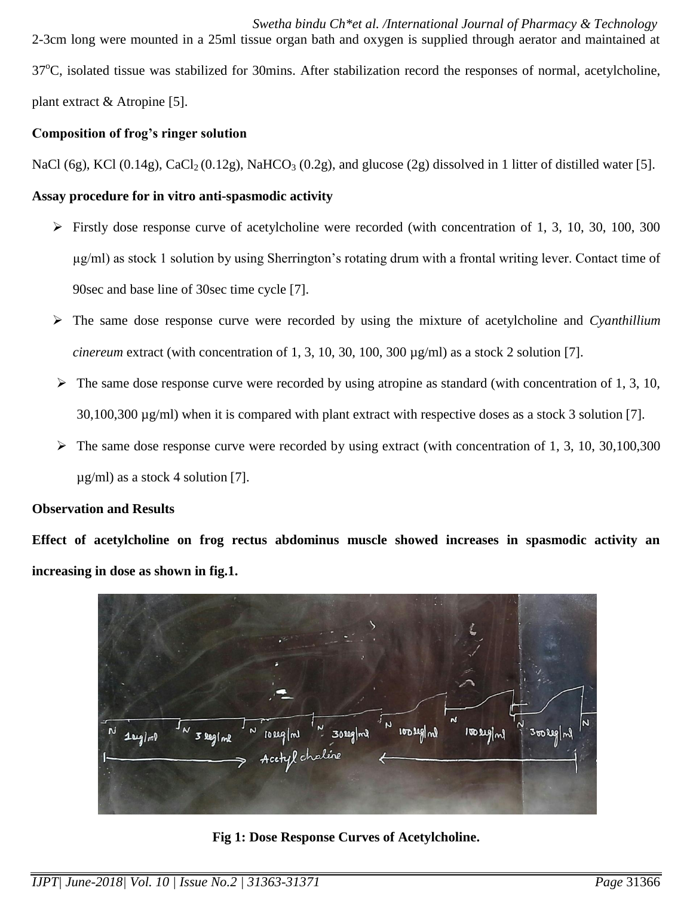2-3cm long were mounted in a 25ml tissue organ bath and oxygen is supplied through aerator and maintained at 37°C, isolated tissue was stabilized for 30mins. After stabilization record the responses of normal, acetylcholine, plant extract & Atropine [5].

**Composition of frog's ringer solution**

NaCl (6g), KCl (0.14g), $CaCl_2$ (0.12g), $NaHCO_3$ (0.2g), and glucose (2g) dissolved in 1 litter of distilled water [5].

**Assay procedure for in vitro anti-spasmodic activity**

- Firstly dose response curve of acetylcholine were recorded (with concentration of 1, 3, 10, 30, 100, 300 µg/ml) as stock 1 solution by using Sherrington's rotating drum with a frontal writing lever. Contact time of 90sec and base line of 30sec time cycle [7].
- The same dose response curve were recorded by using the mixture of acetylcholine and *Cyanthillium cinereum* extract (with concentration of 1, 3, 10, 30, 100, 300 µg/ml) as a stock 2 solution [7].
- The same dose response curve were recorded by using atropine as standard (with concentration of 1, 3, 10, 30,100,300 µg/ml) when it is compared with plant extract with respective doses as a stock 3 solution [7].
- The same dose response curve were recorded by using extract (with concentration of 1, 3, 10, 30,100,300 µg/ml) as a stock 4 solution [7].

**Observation and Results**

**Effect of acetylcholine on frog rectus abdominus muscle showed increases in spasmodic activity an increasing in dose as shown in fig.1.**

**Fig 1: Dose Response Curves of Acetylcholine.**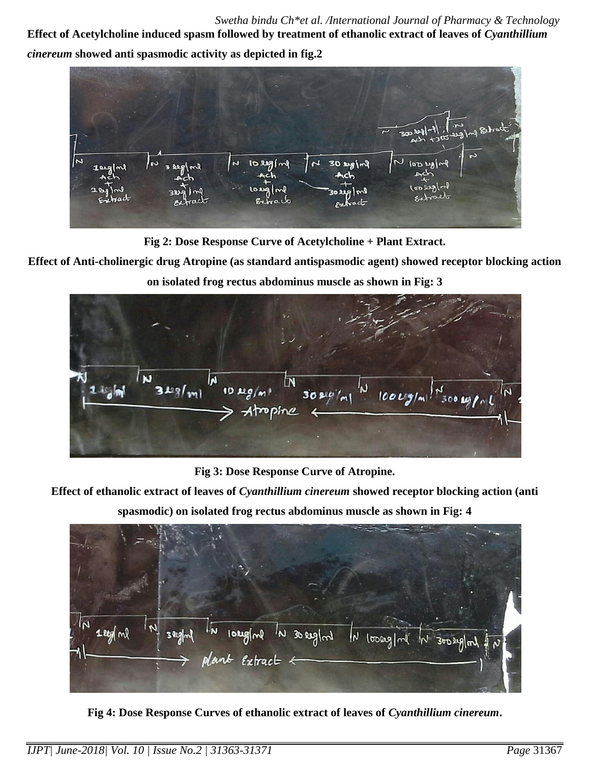**Effect of Acetylcholine induced spasm followed by treatment of ethanolic extract of leaves of *Cyanthillium cinereum* showed anti spasmodic activity as depicted in fig.2**

**Fig 2: Dose Response Curve of Acetylcholine + Plant Extract.**

**Effect of Anti-cholinergic drug Atropine (as standard antispasmodic agent) showed receptor blocking action on isolated frog rectus abdominus muscle as shown in Fig: 3**

**Fig 3: Dose Response Curve of Atropine.**

**Effect of ethanolic extract of leaves of *Cyanthillium cinereum* showed receptor blocking action (anti spasmodic) on isolated frog rectus abdominus muscle as shown in Fig: 4**

**Fig 4: Dose Response Curves of ethanolic extract of leaves of *Cyanthillium cinereum*.**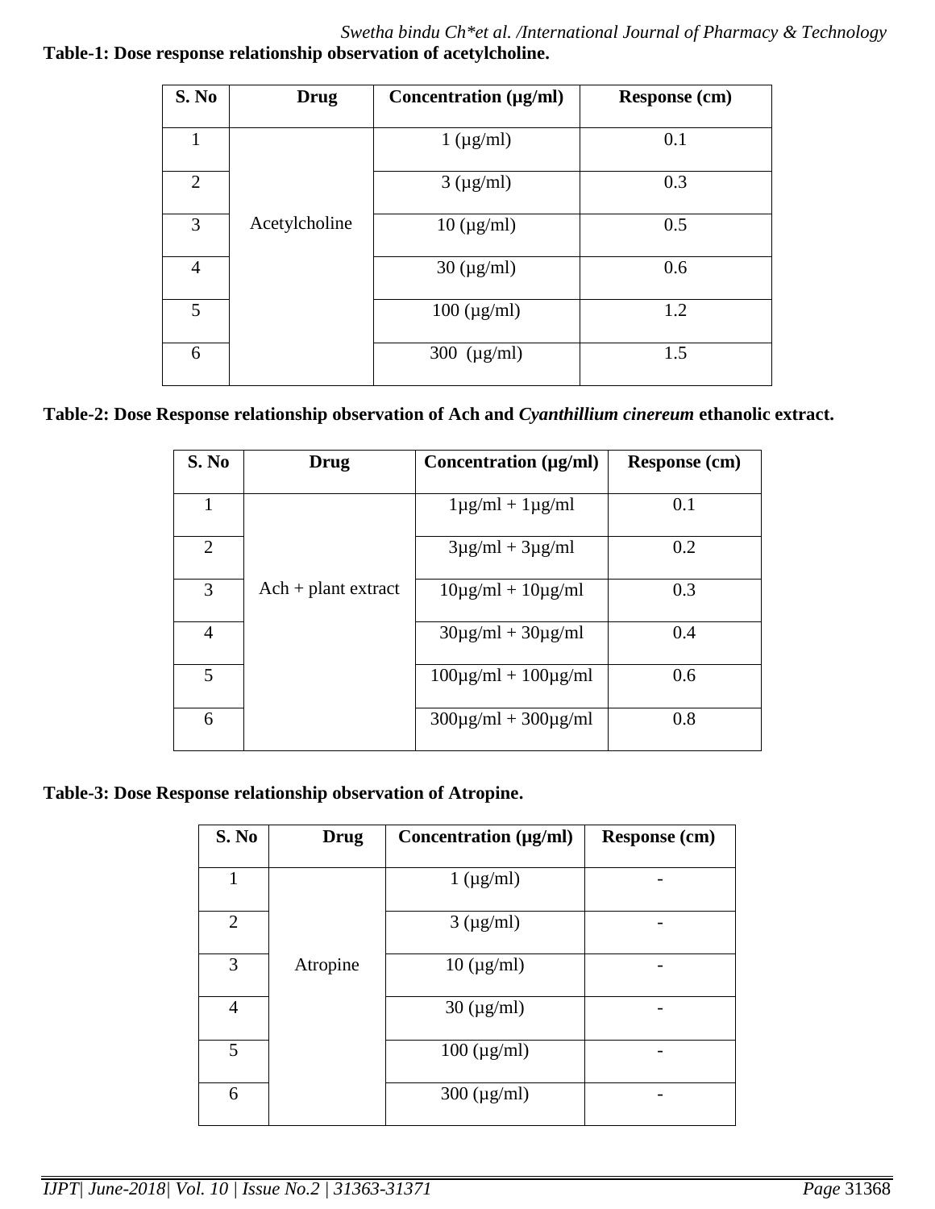**Table-1: Dose response relationship observation of acetylcholine.**

| S. No | Drug | Concentration (μg/ml) | Response (cm) |
|---|---|---|---|
| 1 | Acetylcholine | 1 (μg/ml) | 0.1 |
| 2 | | 3 (μg/ml) | 0.3 |
| 3 | | 10 (μg/ml) | 0.5 |
| 4 | | 30 (μg/ml) | 0.6 |
| 5 | | 100 (μg/ml) | 1.2 |
| 6 | | 300 (μg/ml) | 1.5 |

**Table-2: Dose Response relationship observation of Ach and *Cyanthillium cinereum* ethanolic extract.**

| S. No | Drug | Concentration (μg/ml) | Response (cm) |
|---|---|---|---|
| 1 | Ach + plant extract | 1μg/ml + 1μg/ml | 0.1 |
| 2 | | 3μg/ml + 3μg/ml | 0.2 |
| 3 | | 10μg/ml + 10μg/ml | 0.3 |
| 4 | | 30μg/ml + 30μg/ml | 0.4 |
| 5 | | 100μg/ml + 100μg/ml | 0.6 |
| 6 | | 300μg/ml + 300μg/ml | 0.8 |

**Table-3: Dose Response relationship observation of Atropine.**

| S. No | Drug | Concentration (μg/ml) | Response (cm) |
|---|---|---|---|
| 1 | Atropine | 1 (μg/ml) | - |
| 2 | | 3 (μg/ml) | - |
| 3 | | 10 (μg/ml) | - |
| 4 | | 30 (μg/ml) | - |
| 5 | | 100 (μg/ml) | - |
| 6 | | 300 (μg/ml) | - |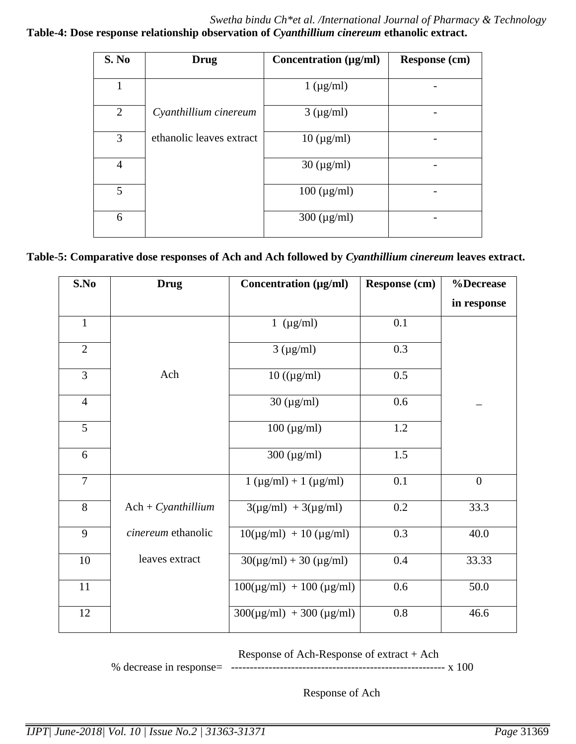**Table-4: Dose response relationship observation of *Cyanthillium cinereum* ethanolic extract.**

| S. No | Drug | Concentration (µg/ml) | Response (cm) |
|---|---|---|---|
| 1 | *Cyanthillium cinereum* ethanolic leaves extract | 1 (µg/ml) | - |
| 2 | | 3 (µg/ml) | - |
| 3 | | 10 (µg/ml) | - |
| 4 | | 30 (µg/ml) | - |
| 5 | | 100 (µg/ml) | - |
| 6 | | 300 (µg/ml) | - |

**Table-5: Comparative dose responses of Ach and Ach followed by *Cyanthillium cinereum* leaves extract.**

| S.No | Drug | Concentration (µg/ml) | Response (cm) | %Decrease in response |
|---|---|---|---|---|
| 1 | Ach | 1 (µg/ml) | 0.1 | _ |
| 2 | | 3 (µg/ml) | 0.3 | |
| 3 | | 10 ((µg/ml) | 0.5 | |
| 4 | | 30 (µg/ml) | 0.6 | |
| 5 | | 100 (µg/ml) | 1.2 | |
| 6 | | 300 (µg/ml) | 1.5 | |
| 7 | Ach + *Cyanthillium cinereum* ethanolic leaves extract | 1 (µg/ml) + 1 (µg/ml) | 0.1 | 0 |
| 8 | | 3(µg/ml) + 3(µg/ml) | 0.2 | 33.3 |
| 9 | | 10(µg/ml) + 10 (µg/ml) | 0.3 | 40.0 |
| 10 | | 30(µg/ml) + 30 (µg/ml) | 0.4 | 33.33 |
| 11 | | 100(µg/ml) + 100 (µg/ml) | 0.6 | 50.0 |
| 12 | | 300(µg/ml) + 300 (µg/ml) | 0.8 | 46.6 |

$$\% \text{ decrease in response} = \frac{\text{Response of Ach} - \text{Response of extract + Ach}}{\text{Response of Ach}} \times 100$$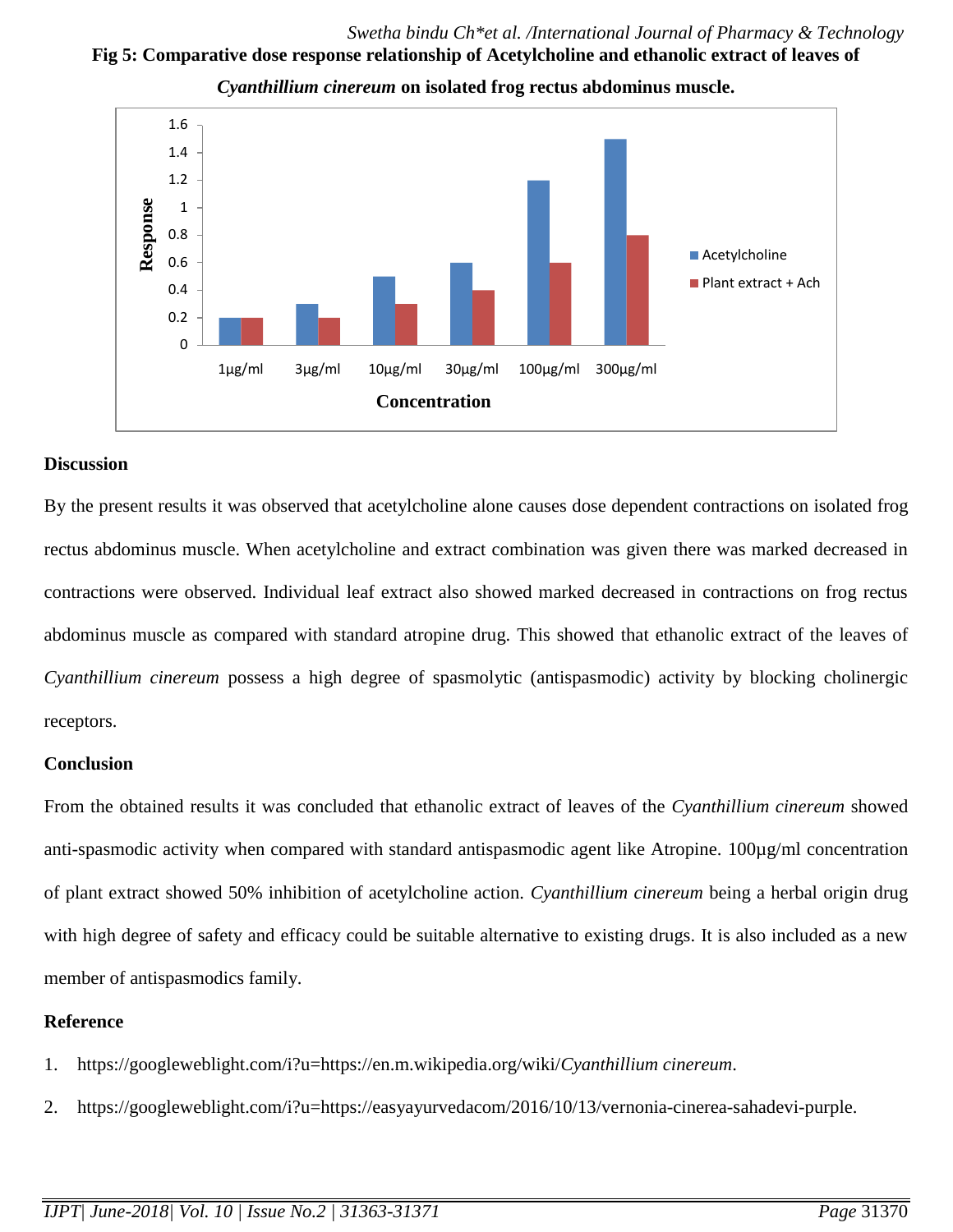**Fig 5: Comparative dose response relationship of Acetylcholine and ethanolic extract of leaves of *Cyanthillium cinereum* on isolated frog rectus abdominus muscle.**

| Concentration | Acetylcholine | Plant extract + Ach |
|---|---|---|
| 1µg/ml | 0.2 | 0.2 |
| 3µg/ml | 0.3 | 0.2 |
| 10µg/ml | 0.5 | 0.3 |
| 30µg/ml | 0.6 | 0.4 |
| 100µg/ml | 1.2 | 0.6 |
| 300µg/ml | 1.5 | 0.8 |

## Discussion

By the present results it was observed that acetylcholine alone causes dose dependent contractions on isolated frog rectus abdominus muscle. When acetylcholine and extract combination was given there was marked decreased in contractions were observed. Individual leaf extract also showed marked decreased in contractions on frog rectus abdominus muscle as compared with standard atropine drug. This showed that ethanolic extract of the leaves of *Cyanthillium cinereum* possess a high degree of spasmolytic (antispasmodic) activity by blocking cholinergic receptors.

## Conclusion

From the obtained results it was concluded that ethanolic extract of leaves of the *Cyanthillium cinereum* showed anti-spasmodic activity when compared with standard antispasmodic agent like Atropine. 100µg/ml concentration of plant extract showed 50% inhibition of acetylcholine action. *Cyanthillium cinereum* being a herbal origin drug with high degree of safety and efficacy could be suitable alternative to existing drugs. It is also included as a new member of antispasmodics family.

## Reference

1. https://googleweblight.com/i?u=https://en.m.wikipedia.org/wiki/*Cyanthillium cinereum*.
2. https://googleweblight.com/i?u=https://easyayurvedacom/2016/10/13/vernonia-cinerea-sahadevi-purple.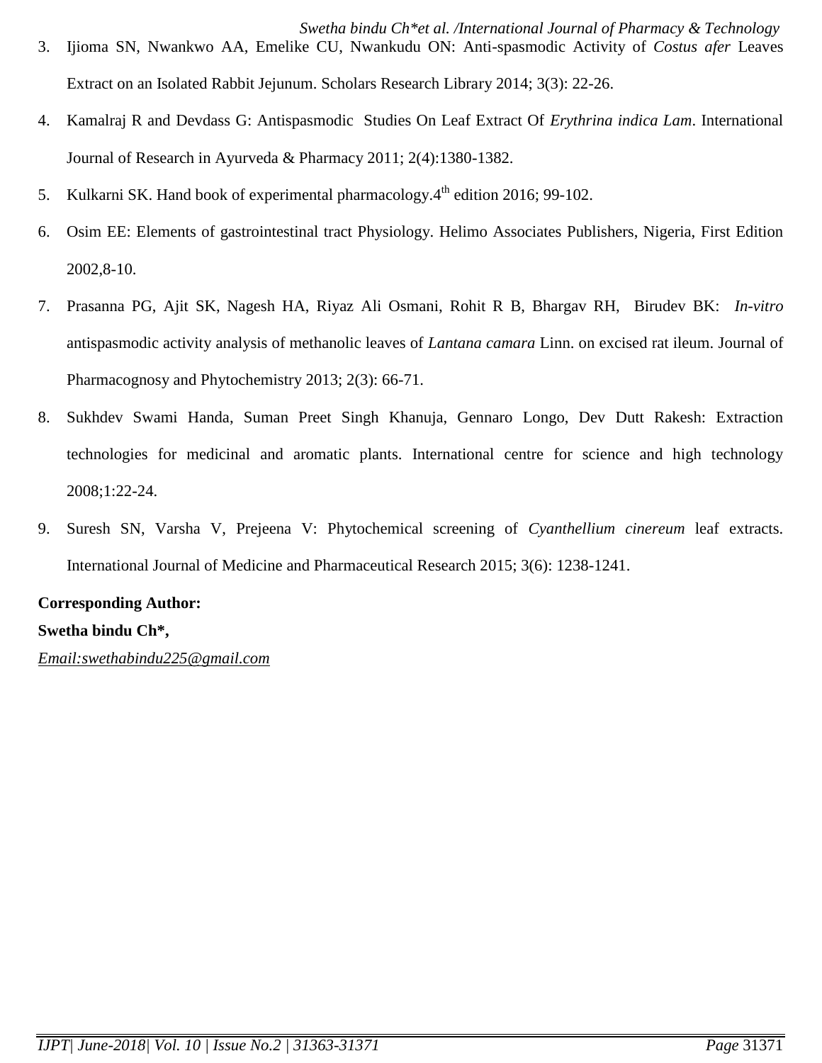3. Ijioma SN, Nwankwo AA, Emelike CU, Nwankudu ON: Anti-spasmodic Activity of *Costus afer* Leaves Extract on an Isolated Rabbit Jejunum. Scholars Research Library 2014; 3(3): 22-26.
4. Kamalraj R and Devdass G: Antispasmodic Studies On Leaf Extract Of *Erythrina indica Lam*. International Journal of Research in Ayurveda & Pharmacy 2011; 2(4):1380-1382.
5. Kulkarni SK. Hand book of experimental pharmacology.4$^{th}$ edition 2016; 99-102.
6. Osim EE: Elements of gastrointestinal tract Physiology. Helimo Associates Publishers, Nigeria, First Edition 2002,8-10.
7. Prasanna PG, Ajit SK, Nagesh HA, Riyaz Ali Osmani, Rohit R B, Bhargav RH, Birudev BK: *In-vitro* antispasmodic activity analysis of methanolic leaves of *Lantana camara* Linn. on excised rat ileum. Journal of Pharmacognosy and Phytochemistry 2013; 2(3): 66-71.
8. Sukhdev Swami Handa, Suman Preet Singh Khanuja, Gennaro Longo, Dev Dutt Rakesh: Extraction technologies for medicinal and aromatic plants. International centre for science and high technology 2008;1:22-24.
9. Suresh SN, Varsha V, Prejeena V: Phytochemical screening of *Cyanthellium cinereum* leaf extracts. International Journal of Medicine and Pharmaceutical Research 2015; 3(6): 1238-1241.

**Corresponding Author:**

**Swetha bindu Ch*,**

*Email:swethabindu225@gmail.com*